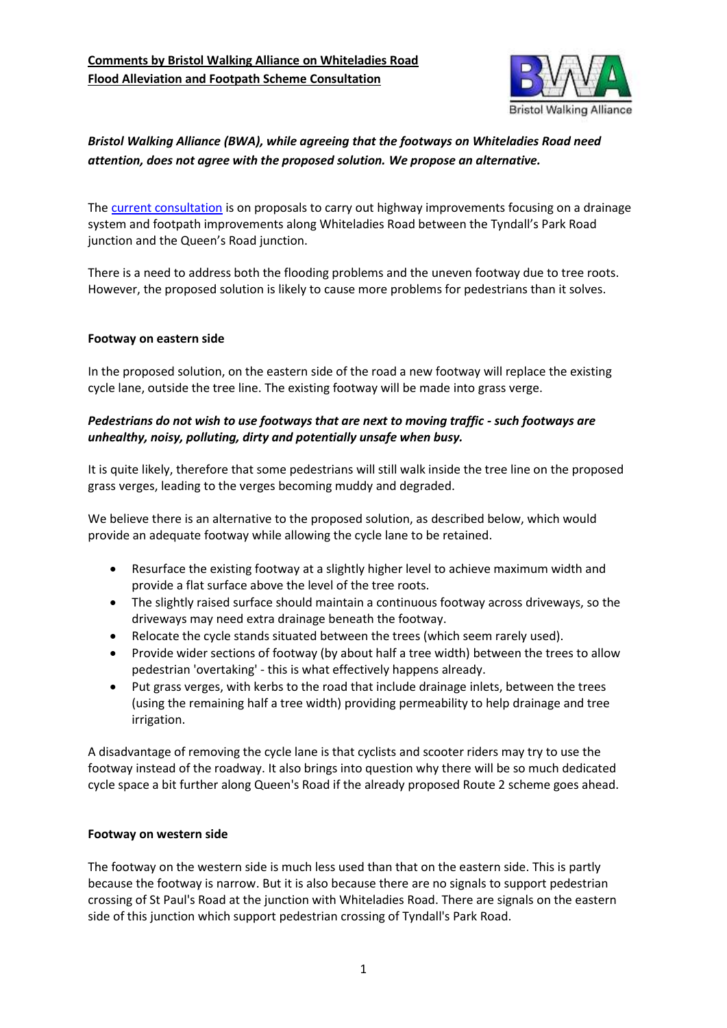**Comments by Bristol Walking Alliance on Whiteladies Road Flood Alleviation and Footpath Scheme Consultation**

***Bristol Walking Alliance (BWA), while agreeing that the footways on Whiteladies Road need attention, does not agree with the proposed solution. We propose an alternative.***

The current consultation is on proposals to carry out highway improvements focusing on a drainage system and footpath improvements along Whiteladies Road between the Tyndall's Park Road junction and the Queen's Road junction.

There is a need to address both the flooding problems and the uneven footway due to tree roots. However, the proposed solution is likely to cause more problems for pedestrians than it solves.

**Footway on eastern side**

In the proposed solution, on the eastern side of the road a new footway will replace the existing cycle lane, outside the tree line. The existing footway will be made into grass verge.

***Pedestrians do not wish to use footways that are next to moving traffic - such footways are unhealthy, noisy, polluting, dirty and potentially unsafe when busy.***

It is quite likely, therefore that some pedestrians will still walk inside the tree line on the proposed grass verges, leading to the verges becoming muddy and degraded.

We believe there is an alternative to the proposed solution, as described below, which would provide an adequate footway while allowing the cycle lane to be retained.

- Resurface the existing footway at a slightly higher level to achieve maximum width and provide a flat surface above the level of the tree roots.
- The slightly raised surface should maintain a continuous footway across driveways, so the driveways may need extra drainage beneath the footway.
- Relocate the cycle stands situated between the trees (which seem rarely used).
- Provide wider sections of footway (by about half a tree width) between the trees to allow pedestrian 'overtaking' - this is what effectively happens already.
- Put grass verges, with kerbs to the road that include drainage inlets, between the trees (using the remaining half a tree width) providing permeability to help drainage and tree irrigation.

A disadvantage of removing the cycle lane is that cyclists and scooter riders may try to use the footway instead of the roadway. It also brings into question why there will be so much dedicated cycle space a bit further along Queen's Road if the already proposed Route 2 scheme goes ahead.

**Footway on western side**

The footway on the western side is much less used than that on the eastern side. This is partly because the footway is narrow. But it is also because there are no signals to support pedestrian crossing of St Paul's Road at the junction with Whiteladies Road. There are signals on the eastern side of this junction which support pedestrian crossing of Tyndall's Park Road.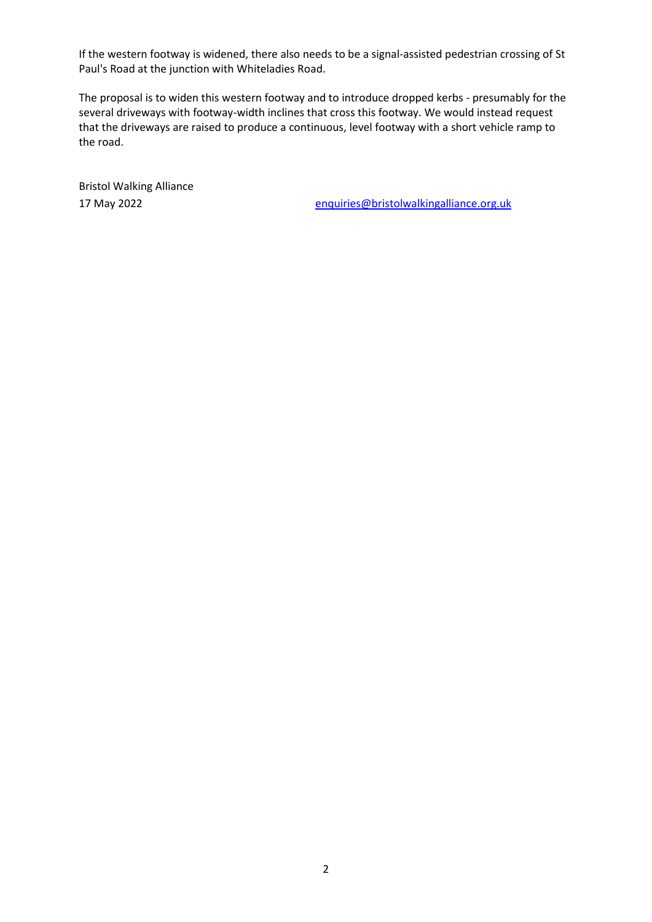If the western footway is widened, there also needs to be a signal-assisted pedestrian crossing of St Paul's Road at the junction with Whiteladies Road.

The proposal is to widen this western footway and to introduce dropped kerbs - presumably for the several driveways with footway-width inclines that cross this footway. We would instead request that the driveways are raised to produce a continuous, level footway with a short vehicle ramp to the road.

Bristol Walking Alliance
17 May 2022 enquiries@bristolwalkingalliance.org.uk